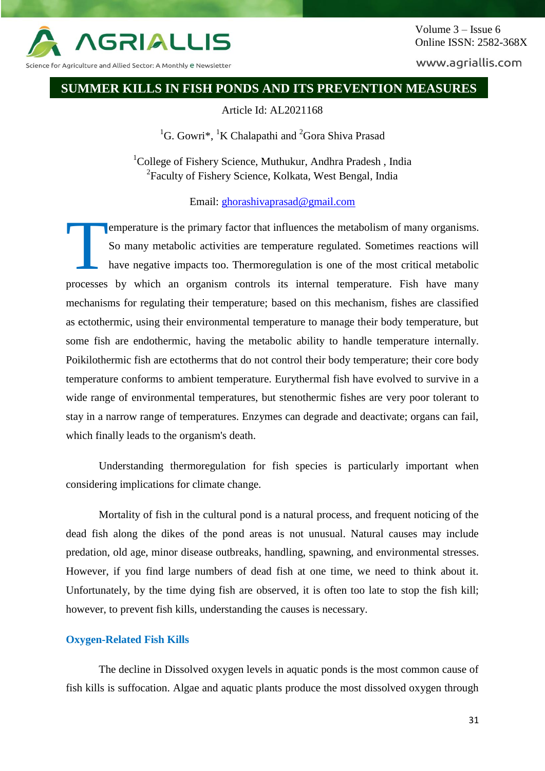# SUMMER KILLS IN FISH PONDS AND ITS PREVENTION MEASURES

Article Id: AL2021168

[1]G. Gowri*, [1]K Chalapathi and [2]Gora Shiva Prasad

[1]College of Fishery Science, Muthukur, Andhra Pradesh , India
[2]Faculty of Fishery Science, Kolkata, West Bengal, India

Email: ghorashivaprasad@gmail.com

Temperature is the primary factor that influences the metabolism of many organisms. So many metabolic activities are temperature regulated. Sometimes reactions will have negative impacts too. Thermoregulation is one of the most critical metabolic processes by which an organism controls its internal temperature. Fish have many mechanisms for regulating their temperature; based on this mechanism, fishes are classified as ectothermic, using their environmental temperature to manage their body temperature, but some fish are endothermic, having the metabolic ability to handle temperature internally. Poikilothermic fish are ectotherms that do not control their body temperature; their core body temperature conforms to ambient temperature. Eurythermal fish have evolved to survive in a wide range of environmental temperatures, but stenothermic fishes are very poor tolerant to stay in a narrow range of temperatures. Enzymes can degrade and deactivate; organs can fail, which finally leads to the organism's death.

Understanding thermoregulation for fish species is particularly important when considering implications for climate change.

Mortality of fish in the cultural pond is a natural process, and frequent noticing of the dead fish along the dikes of the pond areas is not unusual. Natural causes may include predation, old age, minor disease outbreaks, handling, spawning, and environmental stresses. However, if you find large numbers of dead fish at one time, we need to think about it. Unfortunately, by the time dying fish are observed, it is often too late to stop the fish kill; however, to prevent fish kills, understanding the causes is necessary.

## Oxygen-Related Fish Kills

The decline in Dissolved oxygen levels in aquatic ponds is the most common cause of fish kills is suffocation. Algae and aquatic plants produce the most dissolved oxygen through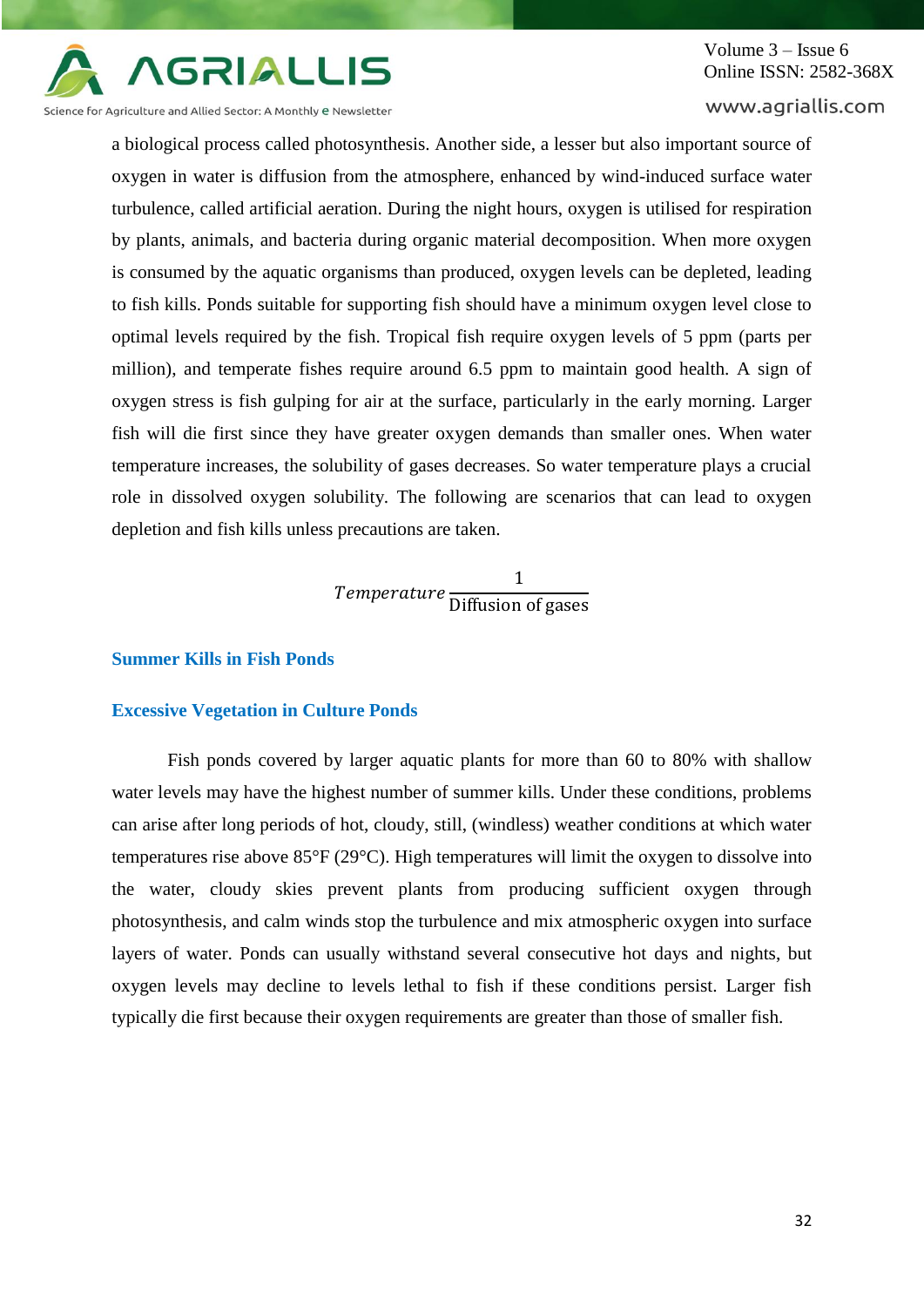a biological process called photosynthesis. Another side, a lesser but also important source of oxygen in water is diffusion from the atmosphere, enhanced by wind-induced surface water turbulence, called artificial aeration. During the night hours, oxygen is utilised for respiration by plants, animals, and bacteria during organic material decomposition. When more oxygen is consumed by the aquatic organisms than produced, oxygen levels can be depleted, leading to fish kills. Ponds suitable for supporting fish should have a minimum oxygen level close to optimal levels required by the fish. Tropical fish require oxygen levels of 5 ppm (parts per million), and temperate fishes require around 6.5 ppm to maintain good health. A sign of oxygen stress is fish gulping for air at the surface, particularly in the early morning. Larger fish will die first since they have greater oxygen demands than smaller ones. When water temperature increases, the solubility of gases decreases. So water temperature plays a crucial role in dissolved oxygen solubility. The following are scenarios that can lead to oxygen depletion and fish kills unless precautions are taken.

$$Temperature \frac{1}{\text{Diffusion of gases}}$$

## Summer Kills in Fish Ponds

### Excessive Vegetation in Culture Ponds

Fish ponds covered by larger aquatic plants for more than 60 to 80% with shallow water levels may have the highest number of summer kills. Under these conditions, problems can arise after long periods of hot, cloudy, still, (windless) weather conditions at which water temperatures rise above 85°F (29°C). High temperatures will limit the oxygen to dissolve into the water, cloudy skies prevent plants from producing sufficient oxygen through photosynthesis, and calm winds stop the turbulence and mix atmospheric oxygen into surface layers of water. Ponds can usually withstand several consecutive hot days and nights, but oxygen levels may decline to levels lethal to fish if these conditions persist. Larger fish typically die first because their oxygen requirements are greater than those of smaller fish.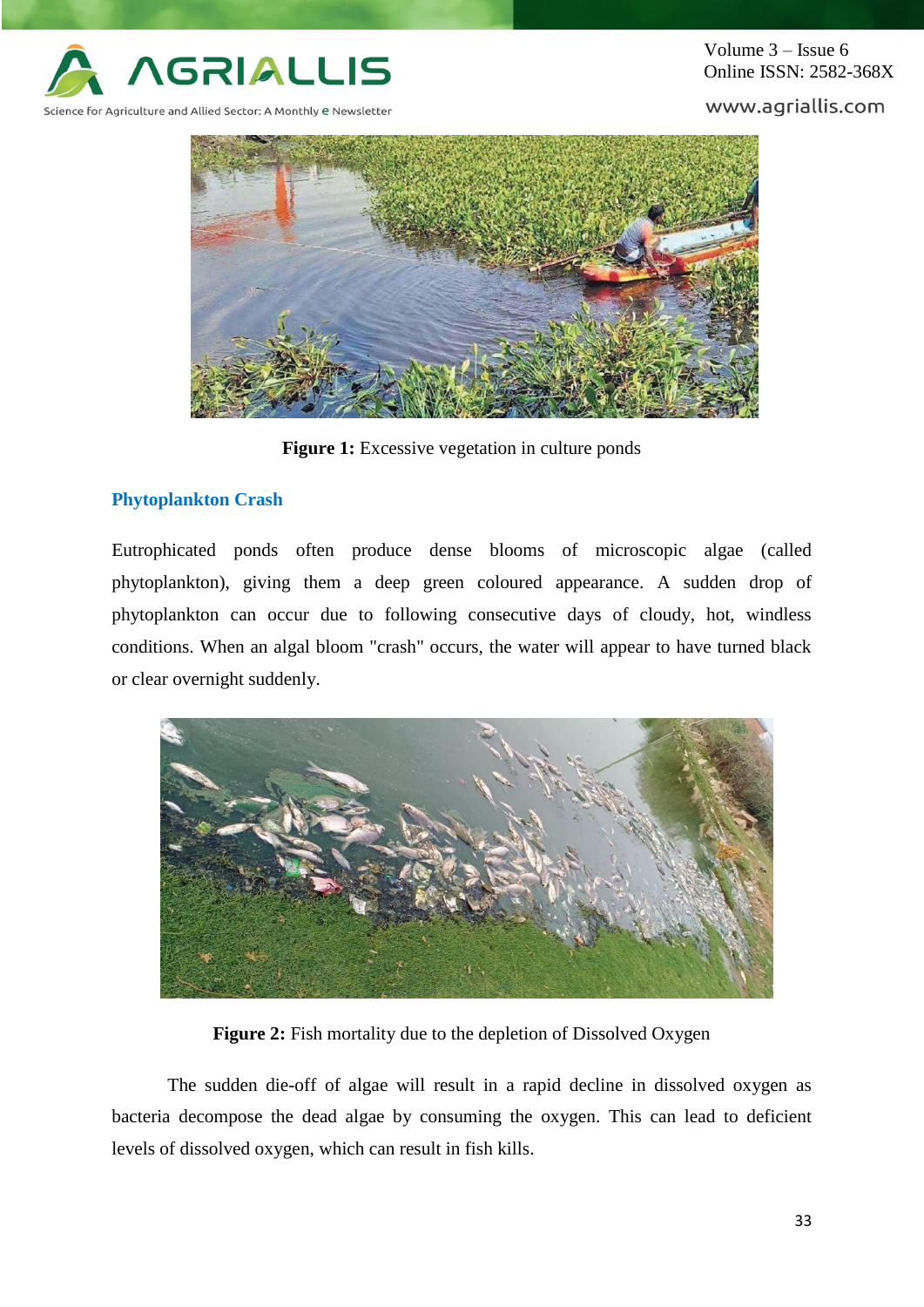Figure 1: Excessive vegetation in culture ponds

## Phytoplankton Crash

Eutrophicated ponds often produce dense blooms of microscopic algae (called phytoplankton), giving them a deep green coloured appearance. A sudden drop of phytoplankton can occur due to following consecutive days of cloudy, hot, windless conditions. When an algal bloom "crash" occurs, the water will appear to have turned black or clear overnight suddenly.

**Figure 2:** Fish mortality due to the depletion of Dissolved Oxygen

The sudden die-off of algae will result in a rapid decline in dissolved oxygen as bacteria decompose the dead algae by consuming the oxygen. This can lead to deficient levels of dissolved oxygen, which can result in fish kills.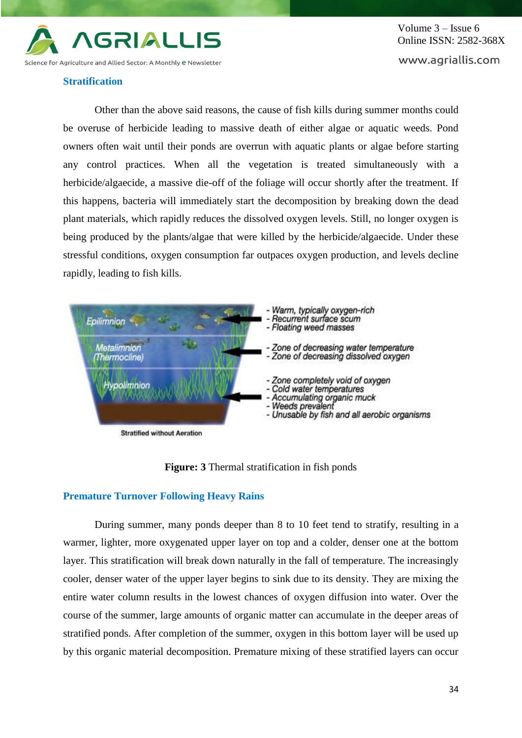### Stratification

Other than the above said reasons, the cause of fish kills during summer months could be overuse of herbicide leading to massive death of either algae or aquatic weeds. Pond owners often wait until their ponds are overrun with aquatic plants or algae before starting any control practices. When all the vegetation is treated simultaneously with a herbicide/algaecide, a massive die-off of the foliage will occur shortly after the treatment. If this happens, bacteria will immediately start the decomposition by breaking down the dead plant materials, which rapidly reduces the dissolved oxygen levels. Still, no longer oxygen is being produced by the plants/algae that were killed by the herbicide/algaecide. Under these stressful conditions, oxygen consumption far outpaces oxygen production, and levels decline rapidly, leading to fish kills.

Epilimnion
- Warm, typically oxygen-rich
- Recurrent surface scum
- Floating weed masses

Metalimnion (Thermocline)
- Zone of decreasing water temperature
- Zone of decreasing dissolved oxygen

Hypolimnion
- Zone completely void of oxygen
- Cold water temperatures
- Accumulating organic muck
- Weeds prevalent
- Unusable by fish and all aerobic organisms

Stratified without Aeration

**Figure: 3** Thermal stratification in fish ponds

### Premature Turnover Following Heavy Rains

During summer, many ponds deeper than 8 to 10 feet tend to stratify, resulting in a warmer, lighter, more oxygenated upper layer on top and a colder, denser one at the bottom layer. This stratification will break down naturally in the fall of temperature. The increasingly cooler, denser water of the upper layer begins to sink due to its density. They are mixing the entire water column results in the lowest chances of oxygen diffusion into water. Over the course of the summer, large amounts of organic matter can accumulate in the deeper areas of stratified ponds. After completion of the summer, oxygen in this bottom layer will be used up by this organic material decomposition. Premature mixing of these stratified layers can occur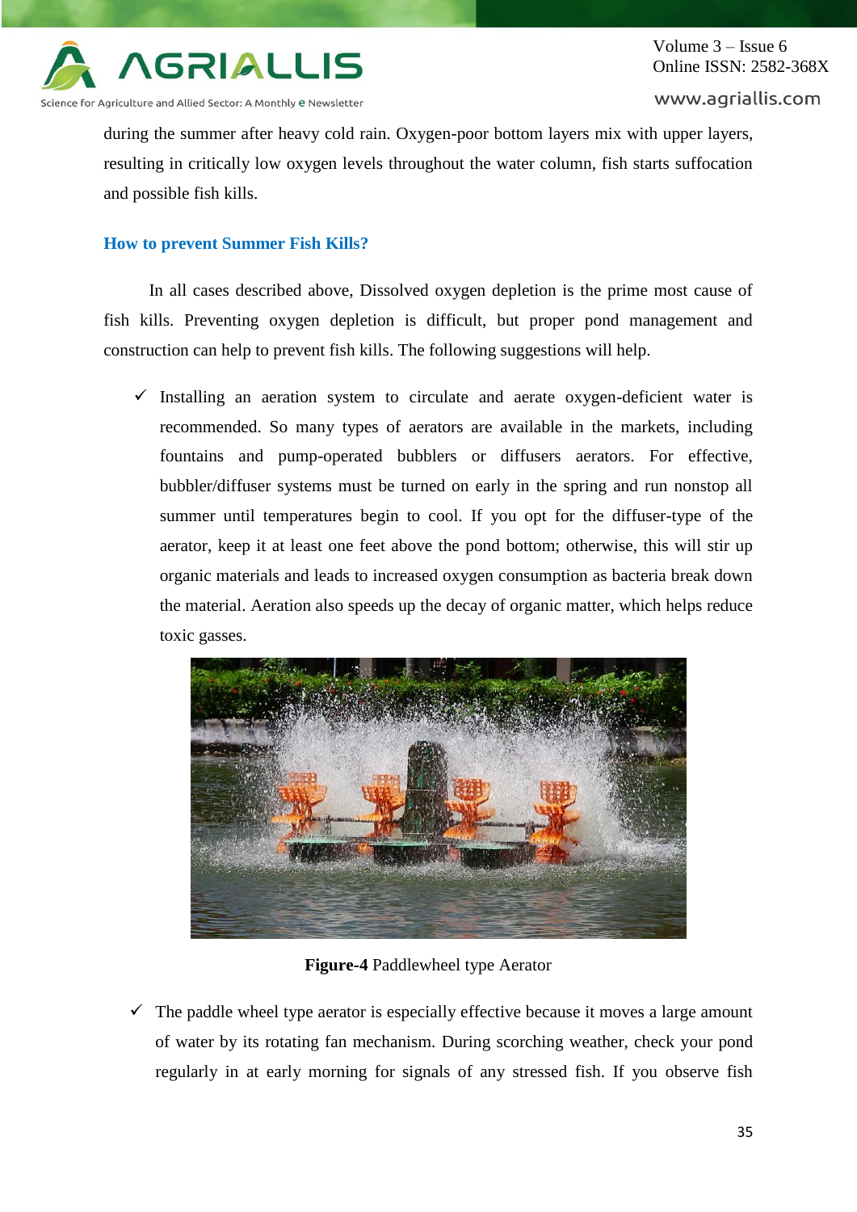during the summer after heavy cold rain. Oxygen-poor bottom layers mix with upper layers, resulting in critically low oxygen levels throughout the water column, fish starts suffocation and possible fish kills.

### How to prevent Summer Fish Kills?

In all cases described above, Dissolved oxygen depletion is the prime most cause of fish kills. Preventing oxygen depletion is difficult, but proper pond management and construction can help to prevent fish kills. The following suggestions will help.

- ✓ Installing an aeration system to circulate and aerate oxygen-deficient water is recommended. So many types of aerators are available in the markets, including fountains and pump-operated bubblers or diffusers aerators. For effective, bubbler/diffuser systems must be turned on early in the spring and run nonstop all summer until temperatures begin to cool. If you opt for the diffuser-type of the aerator, keep it at least one feet above the pond bottom; otherwise, this will stir up organic materials and leads to increased oxygen consumption as bacteria break down the material. Aeration also speeds up the decay of organic matter, which helps reduce toxic gasses.

**Figure-4** Paddlewheel type Aerator

- ✓ The paddle wheel type aerator is especially effective because it moves a large amount of water by its rotating fan mechanism. During scorching weather, check your pond regularly in at early morning for signals of any stressed fish. If you observe fish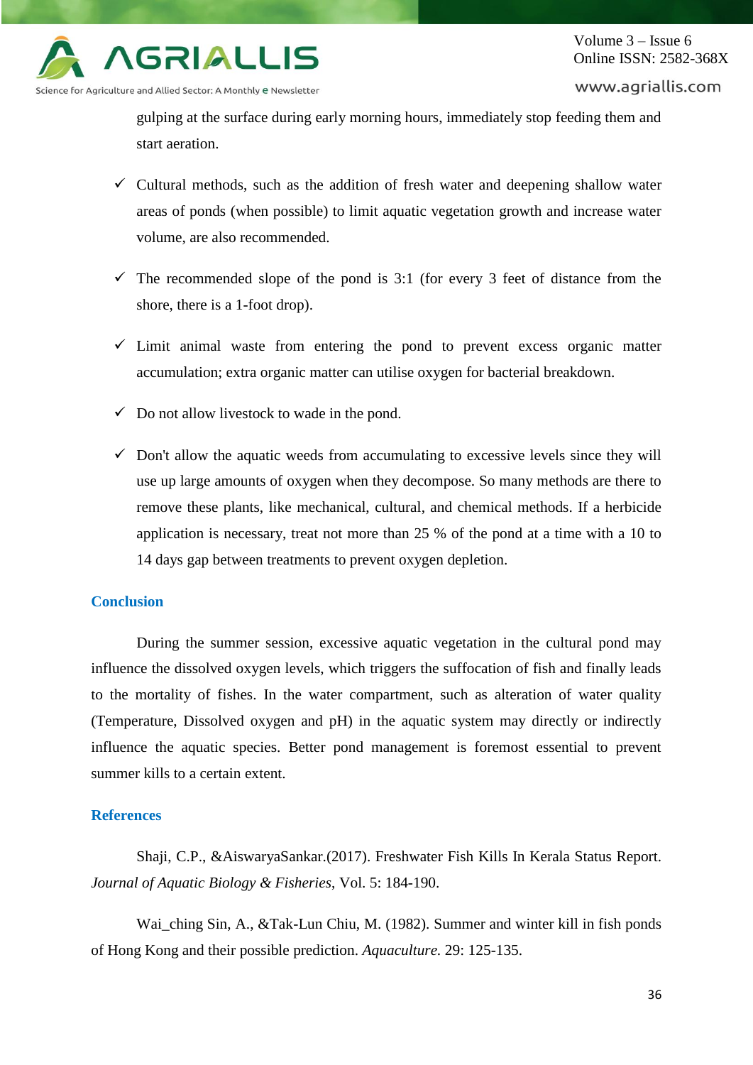gulping at the surface during early morning hours, immediately stop feeding them and start aeration.

- ✓ Cultural methods, such as the addition of fresh water and deepening shallow water areas of ponds (when possible) to limit aquatic vegetation growth and increase water volume, are also recommended.
- ✓ The recommended slope of the pond is 3:1 (for every 3 feet of distance from the shore, there is a 1-foot drop).
- ✓ Limit animal waste from entering the pond to prevent excess organic matter accumulation; extra organic matter can utilise oxygen for bacterial breakdown.
- ✓ Do not allow livestock to wade in the pond.
- ✓ Don't allow the aquatic weeds from accumulating to excessive levels since they will use up large amounts of oxygen when they decompose. So many methods are there to remove these plants, like mechanical, cultural, and chemical methods. If a herbicide application is necessary, treat not more than 25 % of the pond at a time with a 10 to 14 days gap between treatments to prevent oxygen depletion.

## Conclusion

During the summer session, excessive aquatic vegetation in the cultural pond may influence the dissolved oxygen levels, which triggers the suffocation of fish and finally leads to the mortality of fishes. In the water compartment, such as alteration of water quality (Temperature, Dissolved oxygen and pH) in the aquatic system may directly or indirectly influence the aquatic species. Better pond management is foremost essential to prevent summer kills to a certain extent.

## References

Shaji, C.P., &AiswaryaSankar.(2017). Freshwater Fish Kills In Kerala Status Report. *Journal of Aquatic Biology & Fisheries*, Vol. 5: 184-190.

Wai_ching Sin, A., &Tak-Lun Chiu, M. (1982). Summer and winter kill in fish ponds of Hong Kong and their possible prediction. *Aquaculture.* 29: 125-135.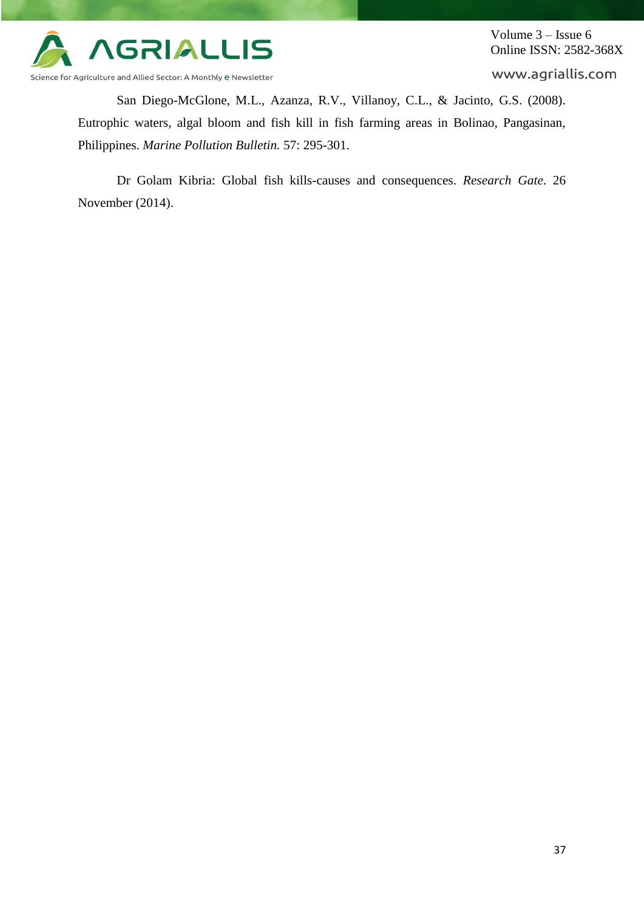San Diego-McGlone, M.L., Azanza, R.V., Villanoy, C.L., & Jacinto, G.S. (2008). Eutrophic waters, algal bloom and fish kill in fish farming areas in Bolinao, Pangasinan, Philippines. *Marine Pollution Bulletin.* 57: 295-301.

Dr Golam Kibria: Global fish kills-causes and consequences. *Research Gate*. 26 November (2014).